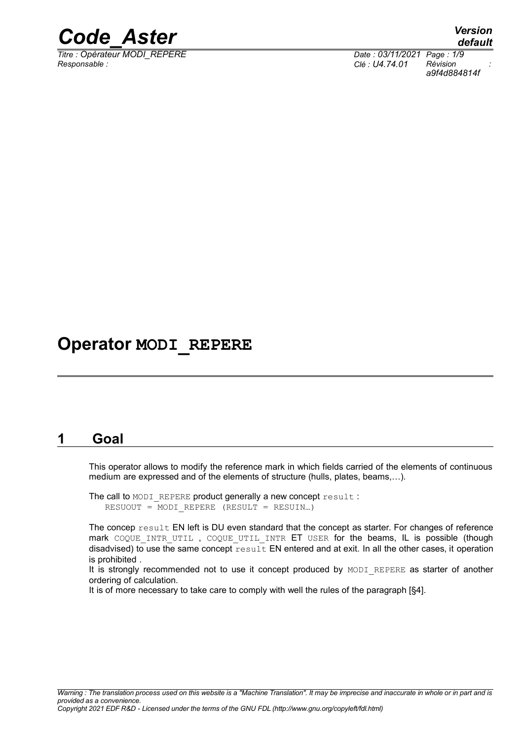# Operator MODI_REPERE

## 1 Goal

This operator allows to modify the reference mark in which fields carried of the elements of continuous medium are expressed and of the elements of structure (hulls, plates, beams,…).

The call to MODI_REPERE product generally a new concept result :

```
RESUOUT = MODI_REPERE (RESULT = RESUIN…)
```

The concep result EN left is DU even standard that the concept as starter. For changes of reference mark COQUE_INTR_UTIL , COQUE_UTIL_INTR ET USER for the beams, IL is possible (though disadvised) to use the same concept result EN entered and at exit. In all the other cases, it operation is prohibited .

It is strongly recommended not to use it concept produced by MODI_REPERE as starter of another ordering of calculation.

It is of more necessary to take care to comply with well the rules of the paragraph [§4].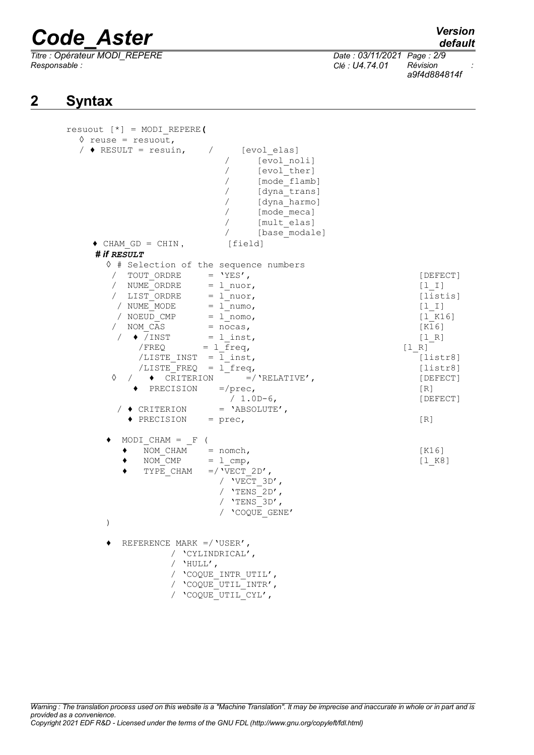## 2 Syntax

```
resuout [*] = MODI_REPERE(
  ◊ reuse = resuout,
  / ♦ RESULT = resuin,    /      [evol_elas]
                          /      [evol_noli]
                          /      [evol_ther]
                          /      [mode_flamb]
                          /      [dyna_trans]
                          /      [dyna_harmo]
                          /      [mode_meca]
                          /      [mult_elas]
                          /      [base_modale]
    ♦ CHAM_GD = CHIN,          [field]
    # if RESULT
      ◊ # Selection of the sequence numbers
       /  TOUT_ORDRE     = 'YES',                           [DEFECT]
       /  NUME_ORDRE     = l_nuor,                          [l_I]
       /  LIST_ORDRE     = l_nuor,                          [listis]
        / NUME_MODE      = l_numo,                          [l_I]
        / NOEUD_CMP      = l_nomo,                          [l_K16]
       /  NOM_CAS        = nocas,                           [K16]
        /  ♦ /INST       = l_inst,                          [l_R]
            /FREQ       = l_freq,                          [l_R]
            /LISTE_INST  = l_inst,                          [listr8]
            /LISTE_FREQ  = l_freq,                          [listr8]
      ◊  /   ♦  CRITERION      =/'RELATIVE',                [DEFECT]
          ♦  PRECISION    =/prec,                           [R]
                            / 1.0D-6,                       [DEFECT]
        / ♦ CRITERION      = 'ABSOLUTE',
          ♦ PRECISION    = prec,                            [R]

    ♦  MODI_CHAM = _F (
       ♦   NOM_CHAM    = nomch,                             [K16]
       ♦   NOM_CMP     = l_cmp,                             [l_K8]
       ♦   TYPE_CHAM   =/'VECT_2D',
                        / 'VECT_3D',
                        / 'TENS_2D',
                        / 'TENS_3D',
                        / 'COQUE_GENE'
    )

    ♦  REFERENCE MARK =/'USER',
                / 'CYLINDRICAL',
                / 'HULL',
                / 'COQUE_INTR_UTIL',
                / 'COQUE_UTIL_INTR',
                / 'COQUE_UTIL_CYL',
```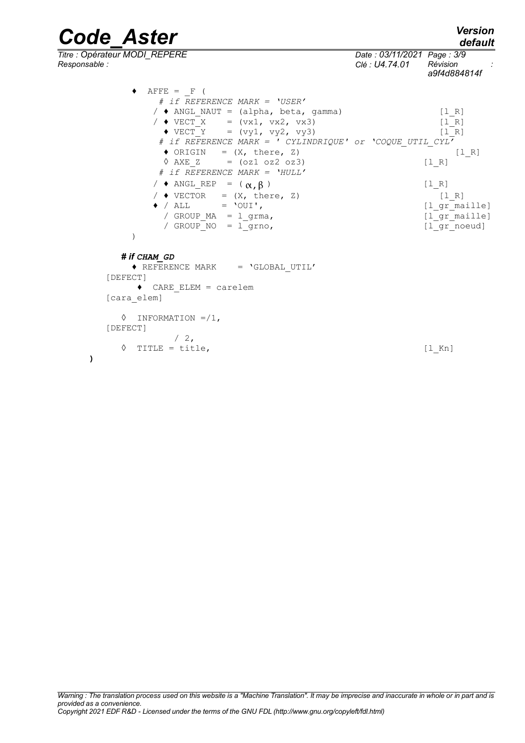```
        ♦  AFFE = _F (
             # if REFERENCE MARK = 'USER'
           / ♦ ANGL_NAUT = (alpha, beta, gamma)                   [l_R]
           / ♦ VECT_X    = (vx1, vx2, vx3)                        [l_R]
             ♦ VECT_Y    = (vy1, vy2, vy3)                        [l_R]
            # if REFERENCE MARK = ' CYLINDRIQUE' or 'COQUE_UTIL_CYL'
             ♦ ORIGIN   = (X, there, Z)                            [l_R]
             ◊ AXE_Z     = (oz1 oz2 oz3)                      [l_R]
            # if REFERENCE MARK = 'HULL'
           / ♦ ANGL_REP  = ( α, β )                           [l_R]
           / ♦ VECTOR   = (X, there, Z)                           [l_R]
           ♦ / ALL       = 'OUI',                             [l_gr_maille]
             / GROUP_MA  = l_grma,                            [l_gr_maille]
             / GROUP_NO  = l_grno,                            [l_gr_noeud]
        )

      # if CHAM_GD
        ♦ REFERENCE MARK    = 'GLOBAL_UTIL'
    [DEFECT]
         ♦  CARE_ELEM = carelem
    [cara_elem]

       ◊  INFORMATION =/1,
    [DEFECT]
                / 2,
       ◊  TITLE = title,                                         [l_Kn]
)
```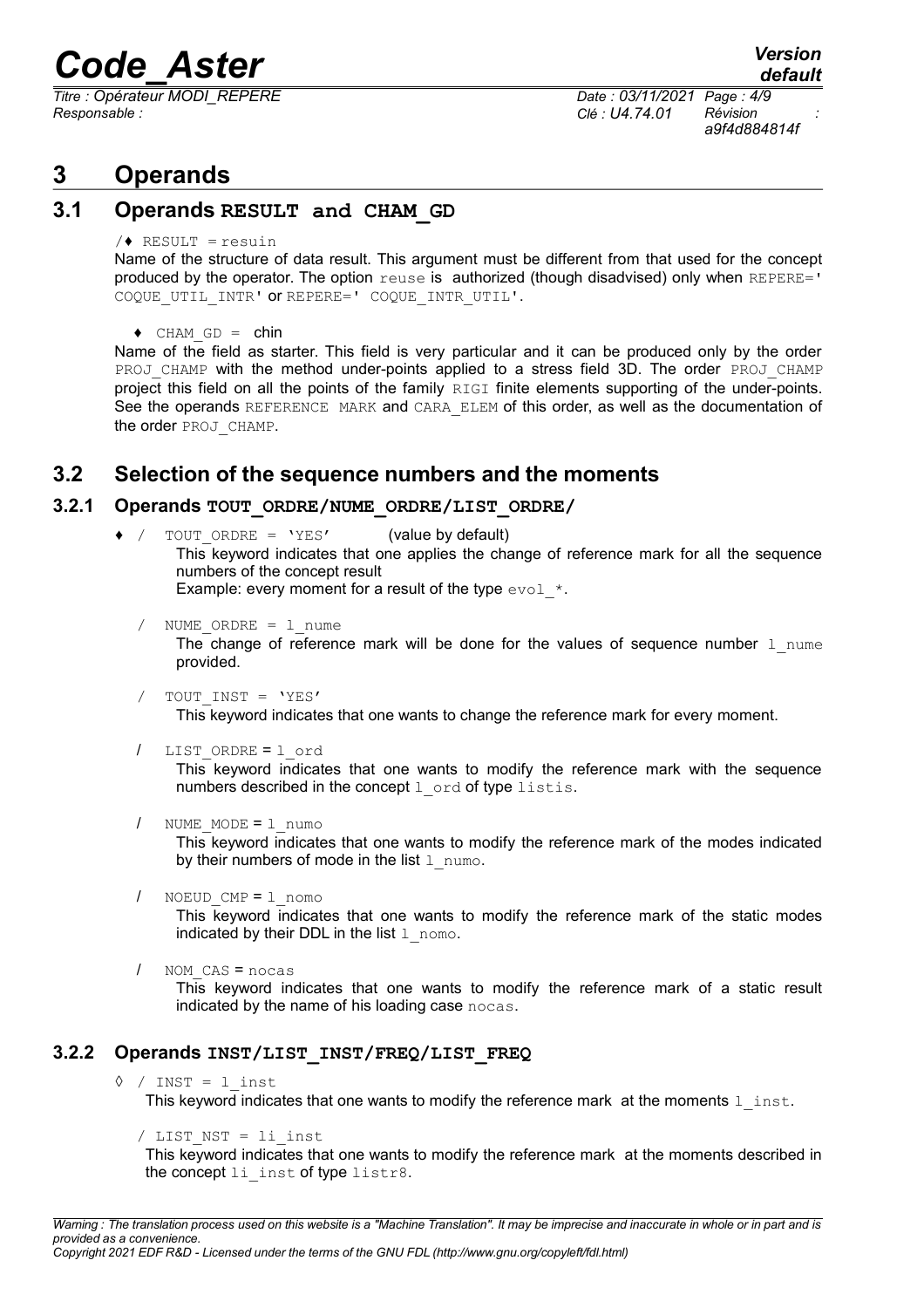# 3 Operands

## 3.1 Operands RESULT and CHAM_GD

/♦ RESULT = resuin

Name of the structure of data result. This argument must be different from that used for the concept produced by the operator. The option reuse is authorized (though disadvised) only when REPERE=' COQUE_UTIL_INTR' or REPERE=' COQUE_INTR_UTIL'.

♦ CHAM_GD = chin

Name of the field as starter. This field is very particular and it can be produced only by the order PROJ_CHAMP with the method under-points applied to a stress field 3D. The order PROJ_CHAMP project this field on all the points of the family RIGI finite elements supporting of the under-points. See the operands REFERENCE MARK and CARA_ELEM of this order, as well as the documentation of the order PROJ_CHAMP.

## 3.2 Selection of the sequence numbers and the moments

### 3.2.1 Operands TOUT_ORDRE/NUME_ORDRE/LIST_ORDRE/

♦ / TOUT_ORDRE = 'YES' (value by default)

This keyword indicates that one applies the change of reference mark for all the sequence numbers of the concept result

Example: every moment for a result of the type evol_*.

/ NUME_ORDRE = l_nume

The change of reference mark will be done for the values of sequence number l_nume provided.

/ TOUT_INST = 'YES'

This keyword indicates that one wants to change the reference mark for every moment.

/ LIST_ORDRE = l_ord

This keyword indicates that one wants to modify the reference mark with the sequence numbers described in the concept l_ord of type listis.

/ NUME_MODE = l_numo

This keyword indicates that one wants to modify the reference mark of the modes indicated by their numbers of mode in the list l_numo.

/ NOEUD_CMP = l_nomo

This keyword indicates that one wants to modify the reference mark of the static modes indicated by their DDL in the list l_nomo.

/ NOM_CAS = nocas

This keyword indicates that one wants to modify the reference mark of a static result indicated by the name of his loading case nocas.

### 3.2.2 Operands INST/LIST_INST/FREQ/LIST_FREQ

◊ / INST = l_inst

This keyword indicates that one wants to modify the reference mark at the moments l_inst.

/ LIST_NST = li_inst

This keyword indicates that one wants to modify the reference mark at the moments described in the concept li_inst of type listr8.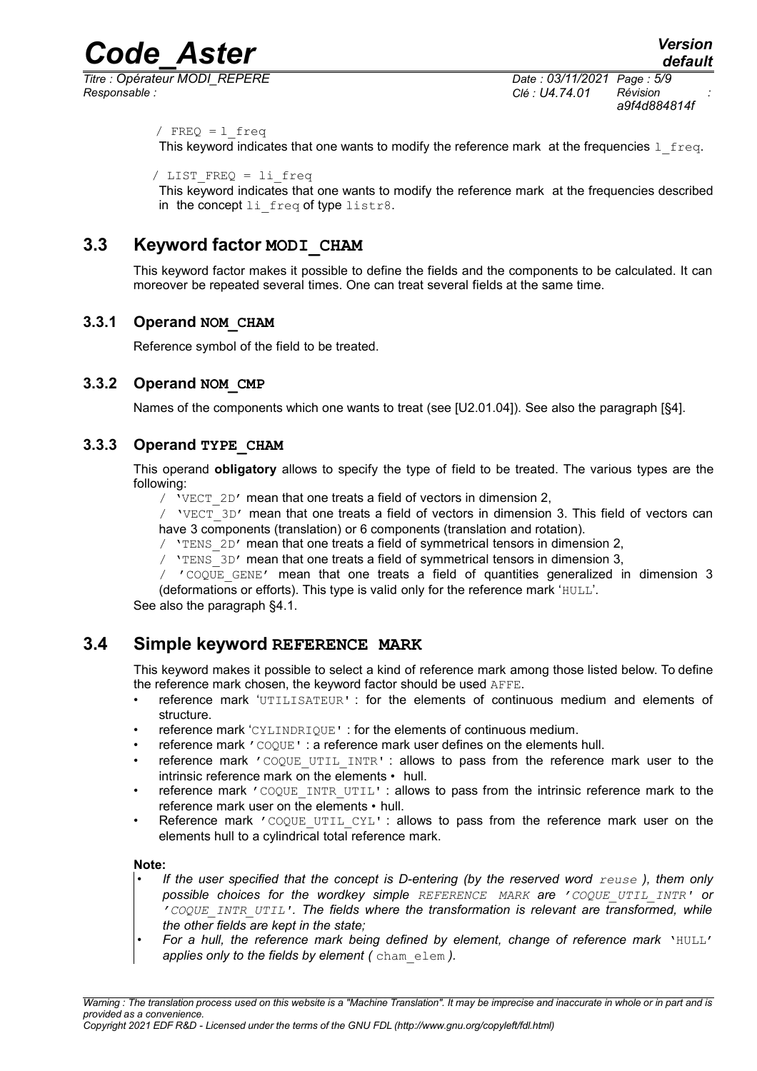/ FREQ = l_freq

This keyword indicates that one wants to modify the reference mark at the frequencies l_freq.

/ LIST_FREQ = li_freq

This keyword indicates that one wants to modify the reference mark at the frequencies described in the concept li_freq of type listr8.

## 3.3 Keyword factor MODI_CHAM

This keyword factor makes it possible to define the fields and the components to be calculated. It can moreover be repeated several times. One can treat several fields at the same time.

### 3.3.1 Operand NOM_CHAM

Reference symbol of the field to be treated.

### 3.3.2 Operand NOM_CMP

Names of the components which one wants to treat (see [U2.01.04]). See also the paragraph [§4].

### 3.3.3 Operand TYPE_CHAM

This operand **obligatory** allows to specify the type of field to be treated. The various types are the following:

/ 'VECT_2D' mean that one treats a field of vectors in dimension 2,

/ 'VECT_3D' mean that one treats a field of vectors in dimension 3. This field of vectors can have 3 components (translation) or 6 components (translation and rotation).

/ 'TENS_2D' mean that one treats a field of symmetrical tensors in dimension 2,

/ 'TENS_3D' mean that one treats a field of symmetrical tensors in dimension 3,

/ 'COQUE_GENE' mean that one treats a field of quantities generalized in dimension 3 (deformations or efforts). This type is valid only for the reference mark 'HULL'.

See also the paragraph §4.1.

## 3.4 Simple keyword REFERENCE MARK

This keyword makes it possible to select a kind of reference mark among those listed below. To define the reference mark chosen, the keyword factor should be used AFFE.

- reference mark 'UTILISATEUR' : for the elements of continuous medium and elements of structure.
- reference mark 'CYLINDRIQUE' : for the elements of continuous medium.
- reference mark 'COQUE' : a reference mark user defines on the elements hull.
- reference mark 'COQUE_UTIL_INTR' : allows to pass from the reference mark user to the intrinsic reference mark on the elements • hull.
- reference mark 'COQUE_INTR_UTIL' : allows to pass from the intrinsic reference mark to the reference mark user on the elements • hull.
- Reference mark 'COQUE_UTIL_CYL' : allows to pass from the reference mark user on the elements hull to a cylindrical total reference mark.

**Note:**

- *If the user specified that the concept is D-entering (by the reserved word reuse ), them only possible choices for the wordkey simple REFERENCE MARK are 'COQUE_UTIL_INTR' or 'COQUE_INTR_UTIL'. The fields where the transformation is relevant are transformed, while the other fields are kept in the state;*
- *For a hull, the reference mark being defined by element, change of reference mark 'HULL' applies only to the fields by element ( cham_elem ).*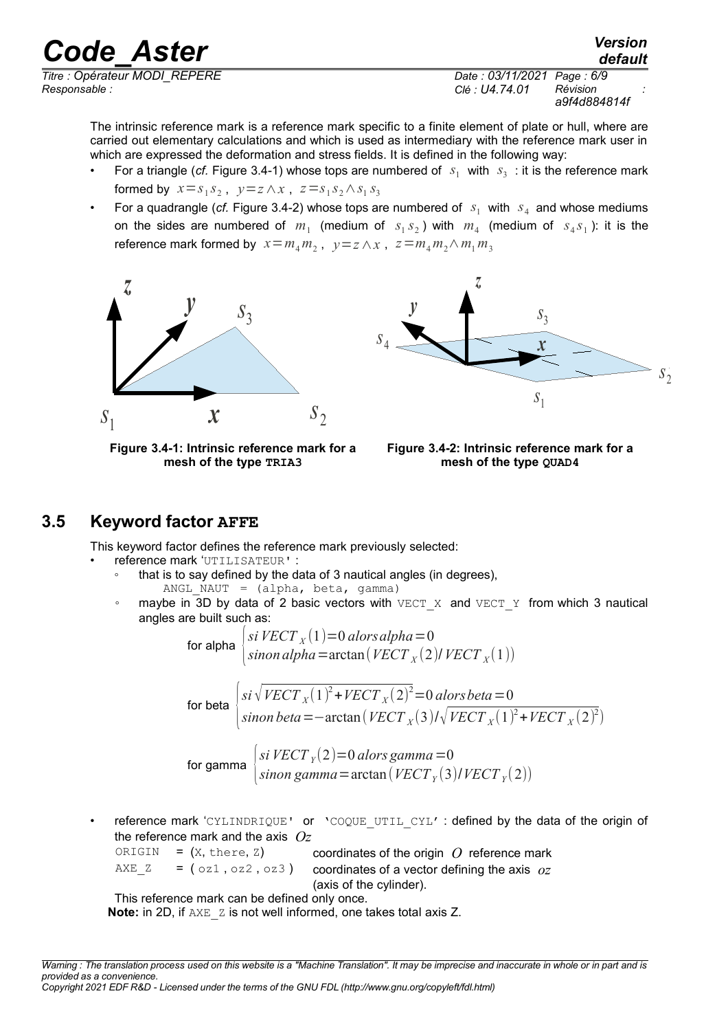The intrinsic reference mark is a reference mark specific to a finite element of plate or hull, where are carried out elementary calculations and which is used as intermediary with the reference mark user in which are expressed the deformation and stress fields. It is defined in the following way:

- For a triangle (*cf.* Figure 3.4-1) whose tops are numbered of $s_1$ with $s_3$ : it is the reference mark formed by $x=s_1 s_2$ , $y=z\wedge x$ , $z=s_1 s_2 \wedge s_1 s_3$
- For a quadrangle (*cf.* Figure 3.4-2) whose tops are numbered of $s_1$ with $s_4$ and whose mediums on the sides are numbered of $m_1$ (medium of $s_1 s_2$ ) with $m_4$ (medium of $s_4 s_1$ ): it is the reference mark formed by $x=m_4 m_2$ , $y=z\wedge x$ , $z=m_4 m_2 \wedge m_1 m_3$

**Figure 3.4-1: Intrinsic reference mark for a mesh of the type TRIA3**

**Figure 3.4-2: Intrinsic reference mark for a mesh of the type QUAD4**

## 3.5 Keyword factor AFFE

This keyword factor defines the reference mark previously selected:

- reference mark 'UTILISATEUR' :
  - that is to say defined by the data of 3 nautical angles (in degrees),
    `ANGL_NAUT = (alpha, beta, gamma)`
  - maybe in 3D by data of 2 basic vectors with `VECT_X` and `VECT_Y` from which 3 nautical angles are built such as:

for alpha $\begin{cases} si\ VECT_X(1)=0\ alors\ alpha=0 \\ sinon\ alpha=\arctan\left(VECT_X(2)/VECT_X(1)\right) \end{cases}$

for beta $\begin{cases} si\sqrt{VECT_X(1)^2+VECT_X(2)^2}=0\ alors\ beta=0 \\ sinon\ beta=-\arctan\left(VECT_X(3)/\sqrt{VECT_X(1)^2+VECT_X(2)^2}\right) \end{cases}$

for gamma $\begin{cases} si\ VECT_Y(2)=0\ alors\ gamma=0 \\ sinon\ gamma=\arctan\left(VECT_Y(3)/VECT_Y(2)\right) \end{cases}$

- reference mark 'CYLINDRIQUE' or 'COQUE_UTIL_CYL' : defined by the data of the origin of the reference mark and the axis $Oz$

| | | |
|---|---|---|
| ORIGIN | = (X, there, Z) | coordinates of the origin $O$ reference mark |
| AXE_Z | = ( oz1 , oz2 , oz3 ) | coordinates of a vector defining the axis $oz$ (axis of the cylinder). |

This reference mark can be defined only once.

**Note:** in 2D, if AXE_Z is not well informed, one takes total axis Z.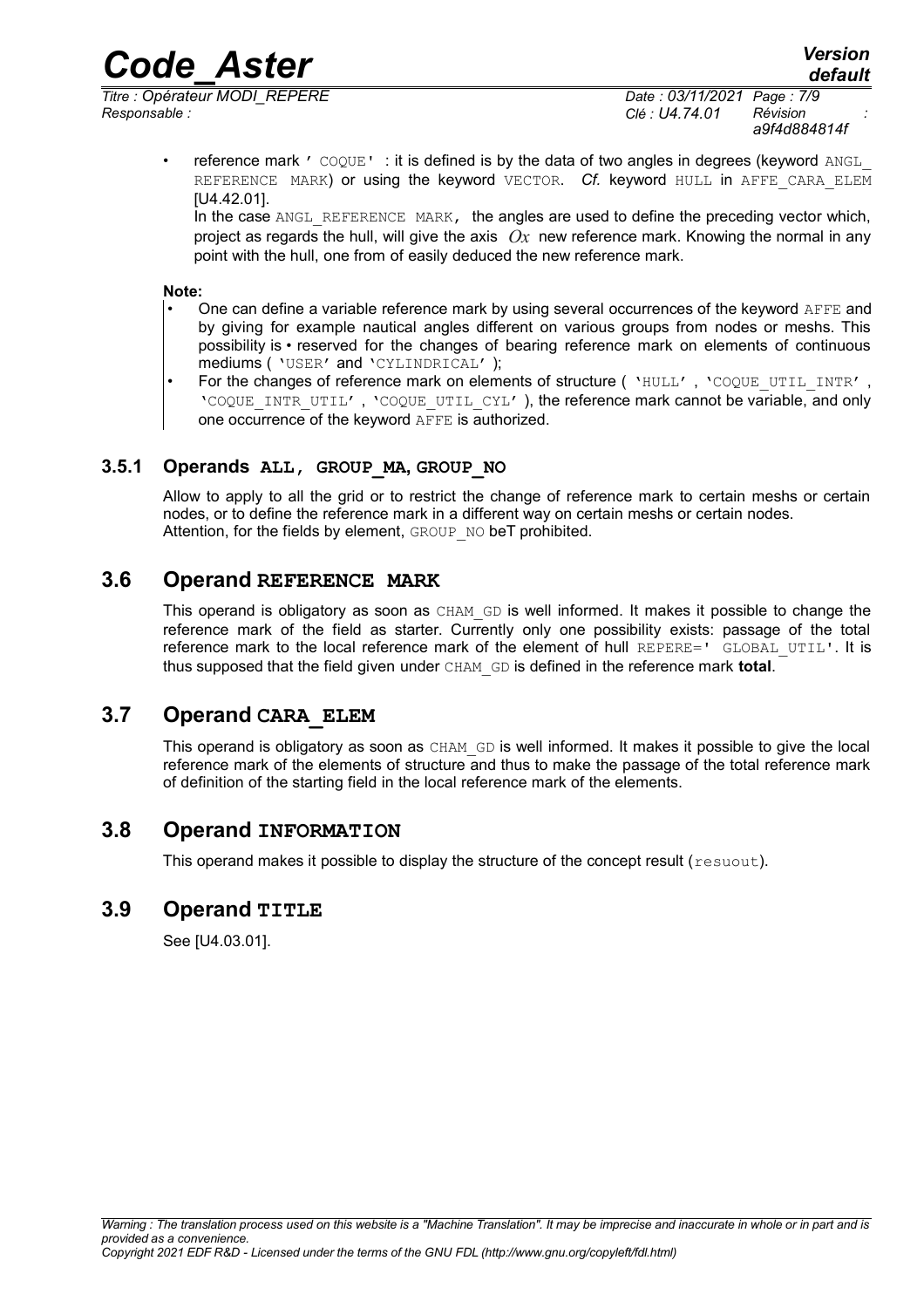- reference mark ' COQUE' : it is defined is by the data of two angles in degrees (keyword ANGL_ REFERENCE MARK) or using the keyword VECTOR. *Cf.* keyword HULL in AFFE_CARA_ELEM [U4.42.01].

  In the case ANGL_REFERENCE MARK, the angles are used to define the preceding vector which, project as regards the hull, will give the axis $Ox$ new reference mark. Knowing the normal in any point with the hull, one from of easily deduced the new reference mark.

**Note:**

- One can define a variable reference mark by using several occurrences of the keyword AFFE and by giving for example nautical angles different on various groups from nodes or meshs. This possibility is • reserved for the changes of bearing reference mark on elements of continuous mediums ( 'USER' and 'CYLINDRICAL' );
- For the changes of reference mark on elements of structure ( 'HULL' , 'COQUE_UTIL_INTR' , 'COQUE_INTR_UTIL' , 'COQUE_UTIL_CYL' ), the reference mark cannot be variable, and only one occurrence of the keyword AFFE is authorized.

### 3.5.1 Operands ALL, GROUP_MA, GROUP_NO

Allow to apply to all the grid or to restrict the change of reference mark to certain meshs or certain nodes, or to define the reference mark in a different way on certain meshs or certain nodes.
Attention, for the fields by element, GROUP_NO beT prohibited.

## 3.6 Operand REFERENCE MARK

This operand is obligatory as soon as CHAM_GD is well informed. It makes it possible to change the reference mark of the field as starter. Currently only one possibility exists: passage of the total reference mark to the local reference mark of the element of hull REPERE=' GLOBAL_UTIL'. It is thus supposed that the field given under CHAM_GD is defined in the reference mark **total**.

## 3.7 Operand CARA_ELEM

This operand is obligatory as soon as CHAM_GD is well informed. It makes it possible to give the local reference mark of the elements of structure and thus to make the passage of the total reference mark of definition of the starting field in the local reference mark of the elements.

## 3.8 Operand INFORMATION

This operand makes it possible to display the structure of the concept result (resuout).

## 3.9 Operand TITLE

See [U4.03.01].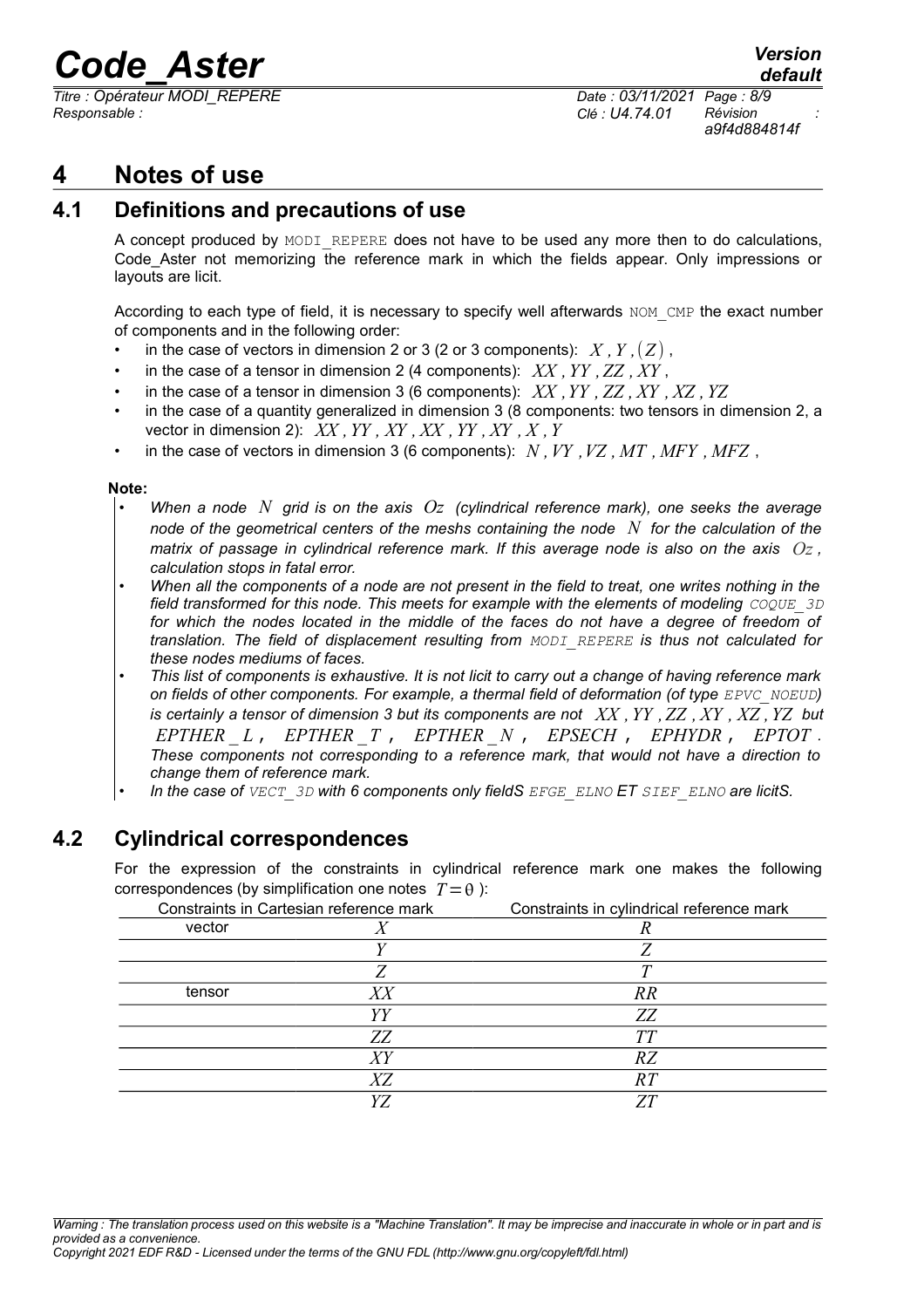# 4 Notes of use

## 4.1 Definitions and precautions of use

A concept produced by `MODI_REPERE` does not have to be used any more then to do calculations, Code_Aster not memorizing the reference mark in which the fields appear. Only impressions or layouts are licit.

According to each type of field, it is necessary to specify well afterwards `NOM_CMP` the exact number of components and in the following order:

- in the case of vectors in dimension 2 or 3 (2 or 3 components): $X, Y, (Z)$,
- in the case of a tensor in dimension 2 (4 components): $XX, YY, ZZ, XY$,
- in the case of a tensor in dimension 3 (6 components): $XX, YY, ZZ, XY, XZ, YZ$
- in the case of a quantity generalized in dimension 3 (8 components: two tensors in dimension 2, a vector in dimension 2): $XX, YY, XY, XX, YY, XY, X, Y$
- in the case of vectors in dimension 3 (6 components): $N, VY, VZ, MT, MFY, MFZ$,

**Note:**

- *When a node $N$ grid is on the axis $Oz$ (cylindrical reference mark), one seeks the average node of the geometrical centers of the meshs containing the node $N$ for the calculation of the matrix of passage in cylindrical reference mark. If this average node is also on the axis $Oz$, calculation stops in fatal error.*
- *When all the components of a node are not present in the field to treat, one writes nothing in the field transformed for this node. This meets for example with the elements of modeling `COQUE_3D` for which the nodes located in the middle of the faces do not have a degree of freedom of translation. The field of displacement resulting from `MODI_REPERE` is thus not calculated for these nodes mediums of faces.*
- *This list of components is exhaustive. It is not licit to carry out a change of having reference mark on fields of other components. For example, a thermal field of deformation (of type `EPVC_NOEUD`) is certainly a tensor of dimension 3 but its components are not $XX, YY, ZZ, XY, XZ, YZ$ but $EPTHER\_L$, $EPTHER\_T$, $EPTHER\_N$, $EPSECH$, $EPHYDR$, $EPTOT$. These components not corresponding to a reference mark, that would not have a direction to change them of reference mark.*
- *In the case of `VECT_3D` with 6 components only fieldS `EFGE_ELNO` ET `SIEF_ELNO` are licitS.*

## 4.2 Cylindrical correspondences

For the expression of the constraints in cylindrical reference mark one makes the following correspondences (by simplification one notes $T=\theta$ ):

| Constraints in Cartesian reference mark | | Constraints in cylindrical reference mark |
|---|---|---|
| vector | $X$ | $R$ |
| | $Y$ | $Z$ |
| | $Z$ | $T$ |
| tensor | $XX$ | $RR$ |
| | $YY$ | $ZZ$ |
| | $ZZ$ | $TT$ |
| | $XY$ | $RZ$ |
| | $XZ$ | $RT$ |
| | $YZ$ | $ZT$ |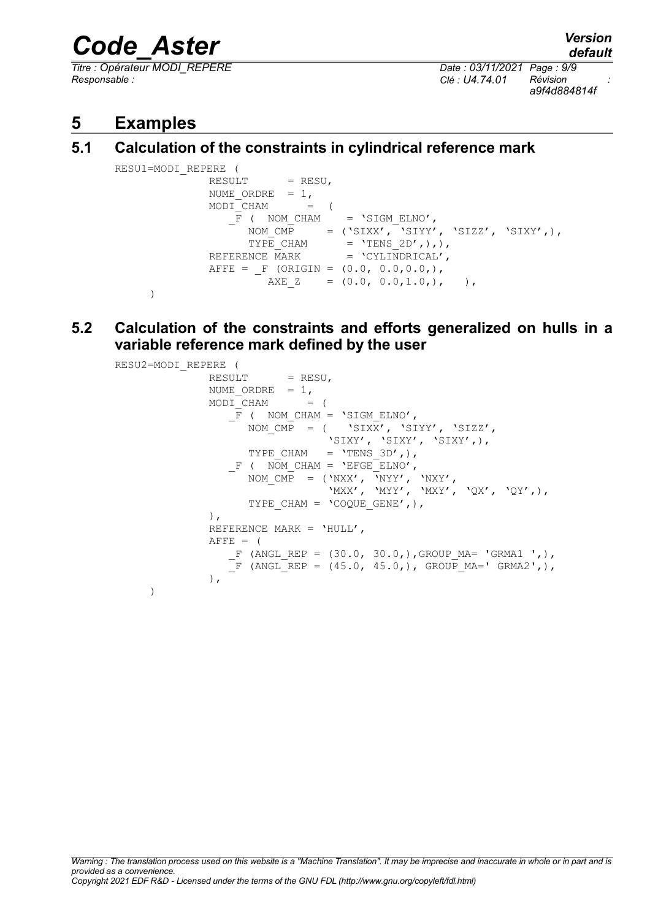# 5 Examples

## 5.1 Calculation of the constraints in cylindrical reference mark

```
RESU1=MODI_REPERE (
            RESULT      = RESU,
            NUME_ORDRE  = 1,
            MODI_CHAM     =  (
               _F (  NOM_CHAM     = 'SIGM_ELNO',
                  NOM_CMP      = ('SIXX', 'SIYY', 'SIZZ', 'SIXY',),
                  TYPE_CHAM      = 'TENS_2D',),),
            REFERENCE MARK       = 'CYLINDRICAL',
            AFFE = _F (ORIGIN = (0.0, 0.0,0.0,),
                     AXE_Z    = (0.0, 0.0,1.0,),   ),
      )
```

## 5.2 Calculation of the constraints and efforts generalized on hulls in a variable reference mark defined by the user

```
RESU2=MODI_REPERE (
            RESULT      = RESU,
            NUME_ORDRE  = 1,
            MODI_CHAM     = (
               _F (  NOM_CHAM = 'SIGM_ELNO',
                  NOM_CMP  = (   'SIXX', 'SIYY', 'SIZZ',
                              'SIXY', 'SIXY', 'SIXY',),
                  TYPE_CHAM   = 'TENS_3D',),
               _F (  NOM_CHAM = 'EFGE_ELNO',
                  NOM_CMP  = ('NXX', 'NYY', 'NXY',
                              'MXX', 'MYY', 'MXY', 'QX', 'QY',),
                  TYPE_CHAM = 'COQUE_GENE',),
            ),
            REFERENCE MARK = 'HULL',
            AFFE = (
               _F (ANGL_REP = (30.0, 30.0,),GROUP_MA= 'GRMA1 ',),
               _F (ANGL_REP = (45.0, 45.0,), GROUP_MA=' GRMA2',),
            ),
      )
```